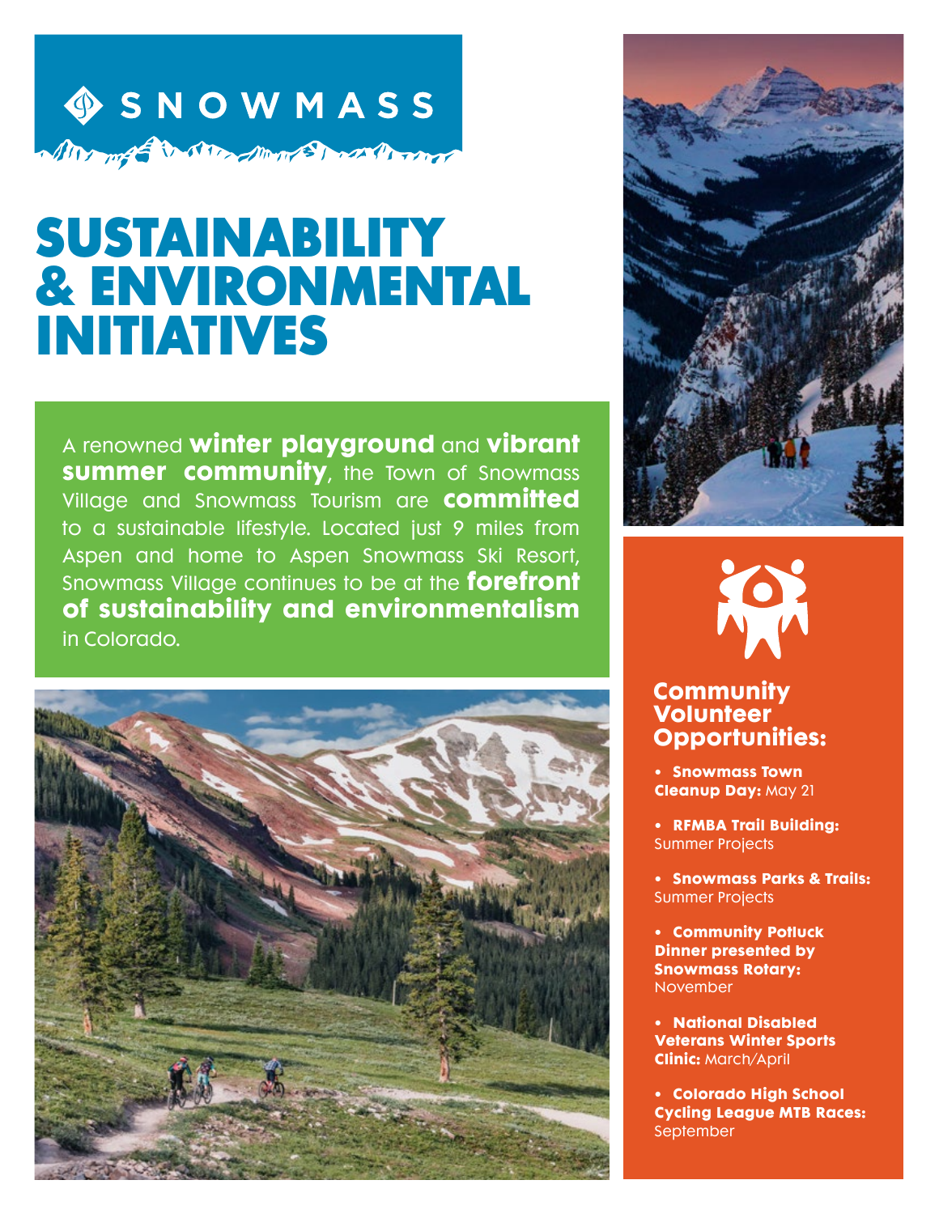SNOWMASS

# SUSTAINABILITY & ENVIRONMENTAL INITIATIVES

A renowned **winter playground** and **vibrant summer community**, the Town of Snowmass Village and Snowmass Tourism are **committed** to a sustainable lifestyle. Located just 9 miles from Aspen and home to Aspen Snowmass Ski Resort, Snowmass Village continues to be at the **forefront of sustainability and environmentalism** in Colorado.

## Community Volunteer Opportunities:

- **Snowmass Town Cleanup Day:** May 21
- **RFMBA Trail Building:** Summer Projects
- **Snowmass Parks & Trails:** Summer Projects
- **Community Potluck Dinner presented by Snowmass Rotary:** November
- **National Disabled Veterans Winter Sports Clinic:** March/April
- **Colorado High School Cycling League MTB Races:** September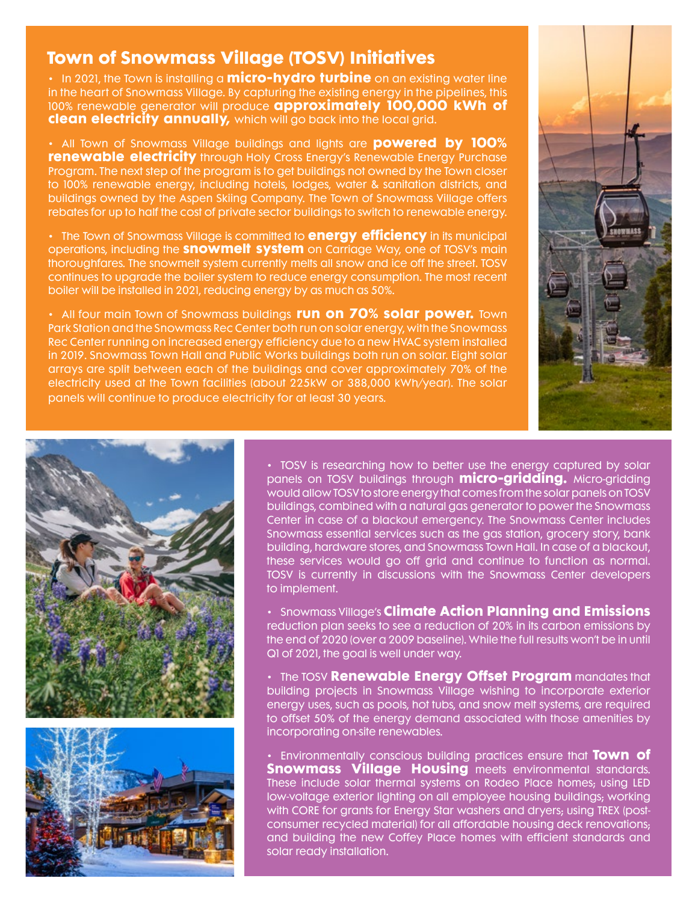## Town of Snowmass Village (TOSV) Initiatives

- In 2021, the Town is installing a **micro-hydro turbine** on an existing water line in the heart of Snowmass Village. By capturing the existing energy in the pipelines, this 100% renewable generator will produce **approximately 100,000 kWh of clean electricity annually,** which will go back into the local grid.

- All Town of Snowmass Village buildings and lights are **powered by 100% renewable electricity** through Holy Cross Energy's Renewable Energy Purchase Program. The next step of the program is to get buildings not owned by the Town closer to 100% renewable energy, including hotels, lodges, water & sanitation districts, and buildings owned by the Aspen Skiing Company. The Town of Snowmass Village offers rebates for up to half the cost of private sector buildings to switch to renewable energy.

- The Town of Snowmass Village is committed to **energy efficiency** in its municipal operations, including the **snowmelt system** on Carriage Way, one of TOSV's main thoroughfares. The snowmelt system currently melts all snow and ice off the street. TOSV continues to upgrade the boiler system to reduce energy consumption. The most recent boiler will be installed in 2021, reducing energy by as much as 50%.

- All four main Town of Snowmass buildings **run on 70% solar power.** Town Park Station and the Snowmass Rec Center both run on solar energy, with the Snowmass Rec Center running on increased energy efficiency due to a new HVAC system installed in 2019. Snowmass Town Hall and Public Works buildings both run on solar. Eight solar arrays are split between each of the buildings and cover approximately 70% of the electricity used at the Town facilities (about 225kW or 388,000 kWh/year). The solar panels will continue to produce electricity for at least 30 years.

- TOSV is researching how to better use the energy captured by solar panels on TOSV buildings through **micro-gridding.** Micro-gridding would allow TOSV to store energy that comes from the solar panels on TOSV buildings, combined with a natural gas generator to power the Snowmass Center in case of a blackout emergency. The Snowmass Center includes Snowmass essential services such as the gas station, grocery story, bank building, hardware stores, and Snowmass Town Hall. In case of a blackout, these services would go off grid and continue to function as normal. TOSV is currently in discussions with the Snowmass Center developers to implement.

- Snowmass Village's **Climate Action Planning and Emissions** reduction plan seeks to see a reduction of 20% in its carbon emissions by the end of 2020 (over a 2009 baseline). While the full results won't be in until Q1 of 2021, the goal is well under way.

- The TOSV **Renewable Energy Offset Program** mandates that building projects in Snowmass Village wishing to incorporate exterior energy uses, such as pools, hot tubs, and snow melt systems, are required to offset 50% of the energy demand associated with those amenities by incorporating on-site renewables.

- Environmentally conscious building practices ensure that **Town of Snowmass Village Housing** meets environmental standards. These include solar thermal systems on Rodeo Place homes; using LED low-voltage exterior lighting on all employee housing buildings; working with CORE for grants for Energy Star washers and dryers; using TREX (post-consumer recycled material) for all affordable housing deck renovations; and building the new Coffey Place homes with efficient standards and solar ready installation.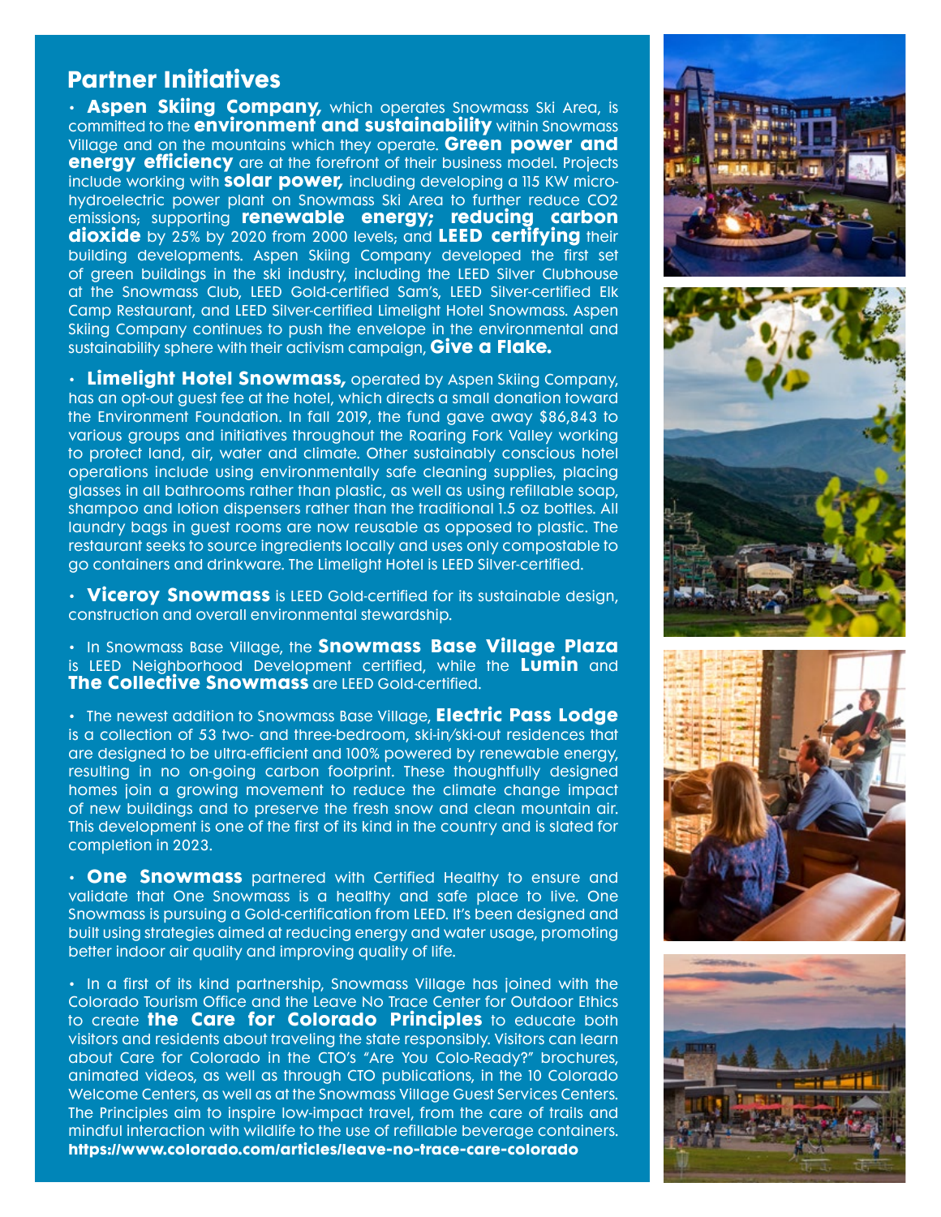## Partner Initiatives

- **Aspen Skiing Company,** which operates Snowmass Ski Area, is committed to the **environment and sustainability** within Snowmass Village and on the mountains which they operate. **Green power and energy efficiency** are at the forefront of their business model. Projects include working with **solar power,** including developing a 115 KW micro-hydroelectric power plant on Snowmass Ski Area to further reduce CO2 emissions; supporting **renewable energy; reducing carbon dioxide** by 25% by 2020 from 2000 levels; and **LEED certifying** their building developments. Aspen Skiing Company developed the first set of green buildings in the ski industry, including the LEED Silver Clubhouse at the Snowmass Club, LEED Gold-certified Sam's, LEED Silver-certified Elk Camp Restaurant, and LEED Silver-certified Limelight Hotel Snowmass. Aspen Skiing Company continues to push the envelope in the environmental and sustainability sphere with their activism campaign, **Give a Flake.**

- **Limelight Hotel Snowmass,** operated by Aspen Skiing Company, has an opt-out guest fee at the hotel, which directs a small donation toward the Environment Foundation. In fall 2019, the fund gave away $86,843 to various groups and initiatives throughout the Roaring Fork Valley working to protect land, air, water and climate. Other sustainably conscious hotel operations include using environmentally safe cleaning supplies, placing glasses in all bathrooms rather than plastic, as well as using refillable soap, shampoo and lotion dispensers rather than the traditional 1.5 oz bottles. All laundry bags in guest rooms are now reusable as opposed to plastic. The restaurant seeks to source ingredients locally and uses only compostable to go containers and drinkware. The Limelight Hotel is LEED Silver-certified.

- **Viceroy Snowmass** is LEED Gold-certified for its sustainable design, construction and overall environmental stewardship.

- In Snowmass Base Village, the **Snowmass Base Village Plaza** is LEED Neighborhood Development certified, while the **Lumin** and **The Collective Snowmass** are LEED Gold-certified.

- The newest addition to Snowmass Base Village, **Electric Pass Lodge** is a collection of 53 two- and three-bedroom, ski-in/ski-out residences that are designed to be ultra-efficient and 100% powered by renewable energy, resulting in no on-going carbon footprint. These thoughtfully designed homes join a growing movement to reduce the climate change impact of new buildings and to preserve the fresh snow and clean mountain air. This development is one of the first of its kind in the country and is slated for completion in 2023.

- **One Snowmass** partnered with Certified Healthy to ensure and validate that One Snowmass is a healthy and safe place to live. One Snowmass is pursuing a Gold-certification from LEED. It's been designed and built using strategies aimed at reducing energy and water usage, promoting better indoor air quality and improving quality of life.

- In a first of its kind partnership, Snowmass Village has joined with the Colorado Tourism Office and the Leave No Trace Center for Outdoor Ethics to create **the Care for Colorado Principles** to educate both visitors and residents about traveling the state responsibly. Visitors can learn about Care for Colorado in the CTO's "Are You Colo-Ready?" brochures, animated videos, as well as through CTO publications, in the 10 Colorado Welcome Centers, as well as at the Snowmass Village Guest Services Centers. The Principles aim to inspire low-impact travel, from the care of trails and mindful interaction with wildlife to the use of refillable beverage containers. **https://www.colorado.com/articles/leave-no-trace-care-colorado**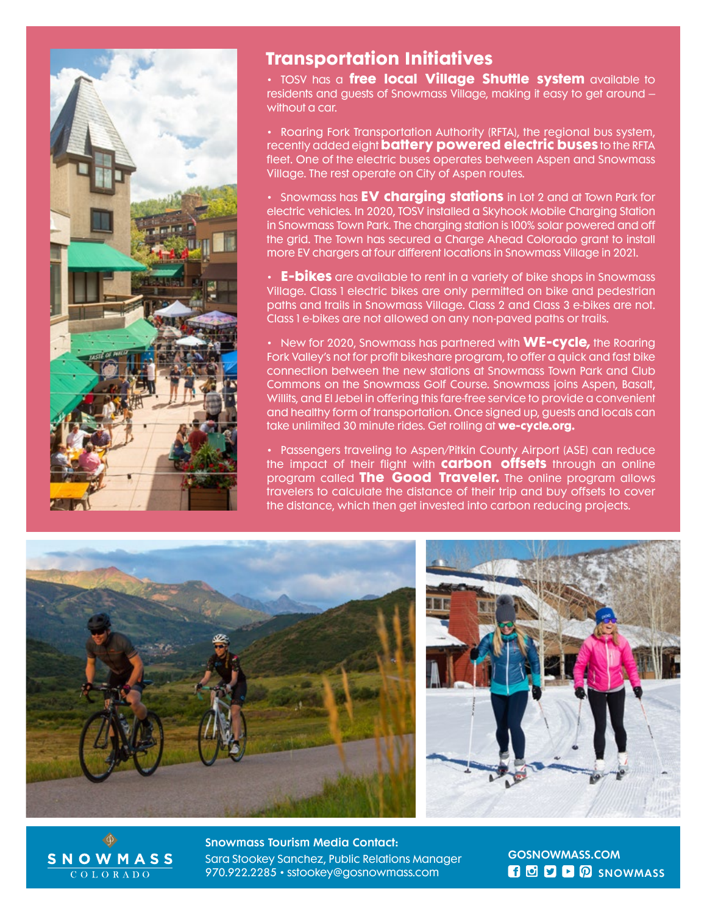## Transportation Initiatives

- TOSV has a **free local Village Shuttle system** available to residents and guests of Snowmass Village, making it easy to get around – without a car.

- Roaring Fork Transportation Authority (RFTA), the regional bus system, recently added eight **battery powered electric buses** to the RFTA fleet. One of the electric buses operates between Aspen and Snowmass Village. The rest operate on City of Aspen routes.

- Snowmass has **EV charging stations** in Lot 2 and at Town Park for electric vehicles. In 2020, TOSV installed a Skyhook Mobile Charging Station in Snowmass Town Park. The charging station is 100% solar powered and off the grid. The Town has secured a Charge Ahead Colorado grant to install more EV chargers at four different locations in Snowmass Village in 2021.

- **E-bikes** are available to rent in a variety of bike shops in Snowmass Village. Class 1 electric bikes are only permitted on bike and pedestrian paths and trails in Snowmass Village. Class 2 and Class 3 e-bikes are not. Class 1 e-bikes are not allowed on any non-paved paths or trails.

- New for 2020, Snowmass has partnered with **WE-cycle,** the Roaring Fork Valley's not for profit bikeshare program, to offer a quick and fast bike connection between the new stations at Snowmass Town Park and Club Commons on the Snowmass Golf Course. Snowmass joins Aspen, Basalt, Willits, and El Jebel in offering this fare-free service to provide a convenient and healthy form of transportation. Once signed up, guests and locals can take unlimited 30 minute rides. Get rolling at **we-cycle.org.**

- Passengers traveling to Aspen/Pitkin County Airport (ASE) can reduce the impact of their flight with **carbon offsets** through an online program called **The Good Traveler.** The online program allows travelers to calculate the distance of their trip and buy offsets to cover the distance, which then get invested into carbon reducing projects.

SNOWMASS
COLORADO

**Snowmass Tourism Media Contact:**
Sara Stookey Sanchez, Public Relations Manager
970.922.2285 • sstookey@gosnowmass.com

**GOSNOWMASS.COM**
**SNOWMASS**